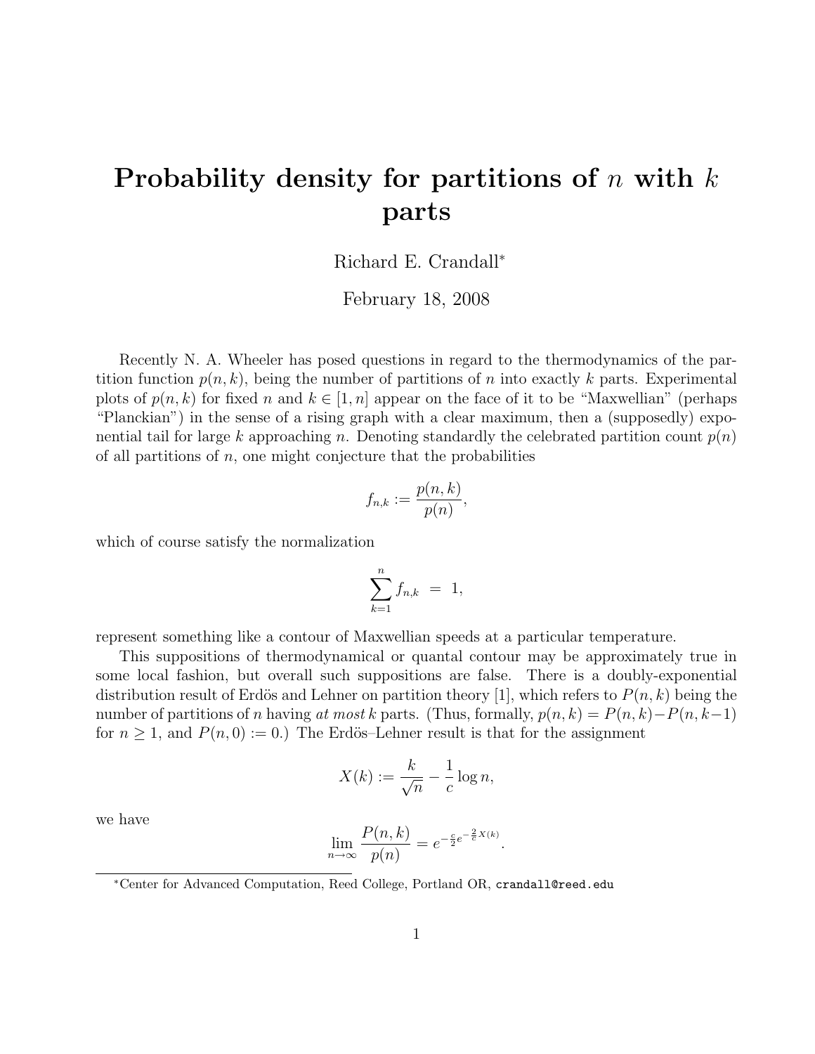# Probability density for partitions of $n$ with $k$ parts

Richard E. Crandall*

February 18, 2008

Recently N. A. Wheeler has posed questions in regard to the thermodynamics of the partition function $p(n, k)$, being the number of partitions of $n$ into exactly $k$ parts. Experimental plots of $p(n, k)$ for fixed $n$ and $k \in [1, n]$ appear on the face of it to be "Maxwellian" (perhaps "Planckian") in the sense of a rising graph with a clear maximum, then a (supposedly) exponential tail for large $k$ approaching $n$. Denoting standardly the celebrated partition count $p(n)$ of all partitions of $n$, one might conjecture that the probabilities

$$f_{n,k} := \frac{p(n,k)}{p(n)},$$

which of course satisfy the normalization

$$\sum_{k=1}^{n} f_{n,k} \; = \; 1,$$

represent something like a contour of Maxwellian speeds at a particular temperature.

This suppositions of thermodynamical or quantal contour may be approximately true in some local fashion, but overall such suppositions are false. There is a doubly-exponential distribution result of Erdös and Lehner on partition theory [1], which refers to $P(n, k)$ being the number of partitions of $n$ having *at most* $k$ parts. (Thus, formally, $p(n, k) = P(n, k) - P(n, k-1)$ for $n \geq 1$, and $P(n, 0) := 0$.) The Erdös–Lehner result is that for the assignment

$$X(k) := \frac{k}{\sqrt{n}} - \frac{1}{c} \log n,$$

we have

$$\lim_{n \to \infty} \frac{P(n,k)}{p(n)} = e^{-\frac{c}{2} e^{-\frac{2}{c} X(k)}}.$$

*Center for Advanced Computation, Reed College, Portland OR, crandall@reed.edu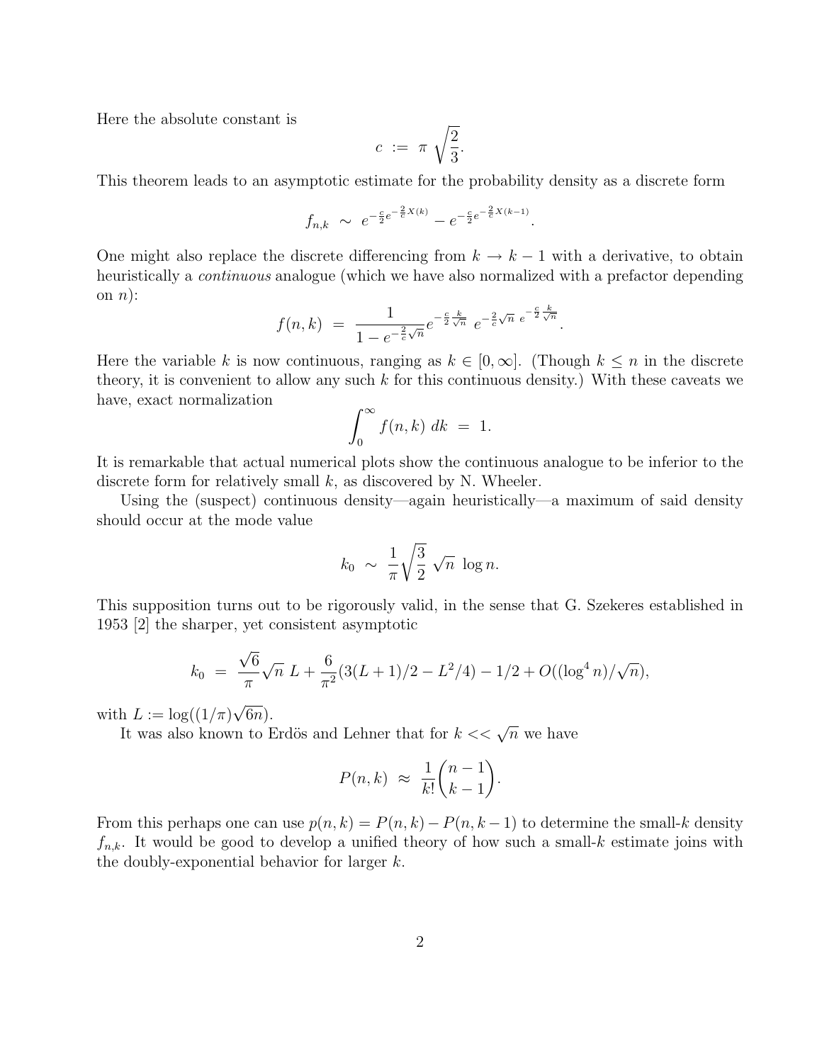Here the absolute constant is

$$c \ := \ \pi \sqrt{\frac{2}{3}}.$$

This theorem leads to an asymptotic estimate for the probability density as a discrete form

$$f_{n,k} \ \sim \ e^{-\frac{c}{2}e^{-\frac{2}{c}X(k)}} - e^{-\frac{c}{2}e^{-\frac{2}{c}X(k-1)}}.$$

One might also replace the discrete differencing from $k \to k-1$ with a derivative, to obtain heuristically a *continuous* analogue (which we have also normalized with a prefactor depending on $n$):

$$f(n,k) \ = \ \frac{1}{1 - e^{-\frac{2}{c}\sqrt{n}}} e^{-\frac{c}{2}\frac{k}{\sqrt{n}}} \ e^{-\frac{2}{c}\sqrt{n}} \ e^{-\frac{c}{2}\frac{k}{\sqrt{n}}}.$$

Here the variable $k$ is now continuous, ranging as $k \in [0, \infty]$. (Though $k \leq n$ in the discrete theory, it is convenient to allow any such $k$ for this continuous density.) With these caveats we have, exact normalization

$$\int_0^\infty f(n,k) \ dk \ = \ 1.$$

It is remarkable that actual numerical plots show the continuous analogue to be inferior to the discrete form for relatively small $k$, as discovered by N. Wheeler.

Using the (suspect) continuous density—again heuristically—a maximum of said density should occur at the mode value

$$k_0 \ \sim \ \frac{1}{\pi}\sqrt{\frac{3}{2}} \ \sqrt{n} \ \log n.$$

This supposition turns out to be rigorously valid, in the sense that G. Szekeres established in 1953 [2] the sharper, yet consistent asymptotic

$$k_0 \ = \ \frac{\sqrt{6}}{\pi}\sqrt{n} \ L + \frac{6}{\pi^2}(3(L+1)/2 - L^2/4) - 1/2 + O((\log^4 n)/\sqrt{n}),$$

with $L := \log((1/\pi)\sqrt{6n})$.

It was also known to Erdös and Lehner that for $k << \sqrt{n}$ we have

$$P(n,k) \ \approx \ \frac{1}{k!}\binom{n-1}{k-1}.$$

From this perhaps one can use $p(n,k) = P(n,k) - P(n,k-1)$ to determine the small-$k$ density $f_{n,k}$. It would be good to develop a unified theory of how such a small-$k$ estimate joins with the doubly-exponential behavior for larger $k$.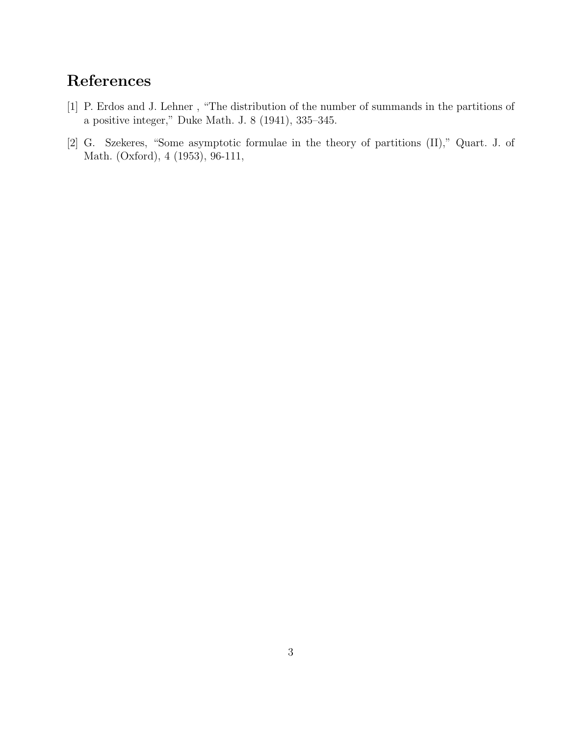## References

[1] P. Erdos and J. Lehner , "The distribution of the number of summands in the partitions of a positive integer," Duke Math. J. 8 (1941), 335–345.

[2] G. Szekeres, "Some asymptotic formulae in the theory of partitions (II)," Quart. J. of Math. (Oxford), 4 (1953), 96-111,